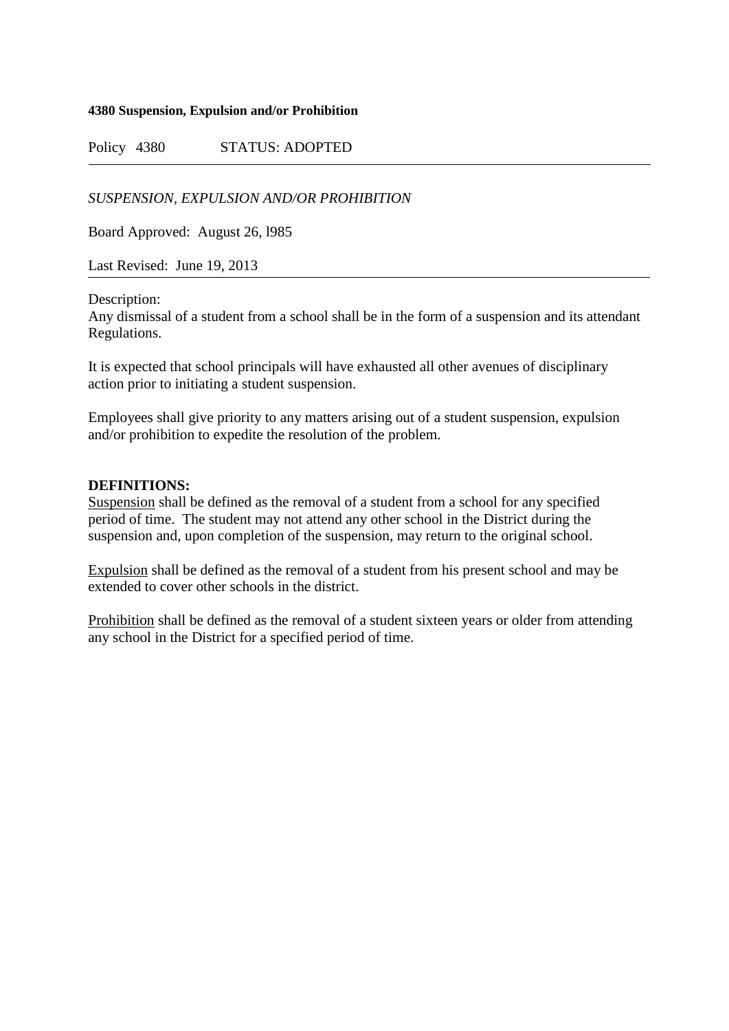**4380 Suspension, Expulsion and/or Prohibition**

Policy 4380 STATUS: ADOPTED

---

*SUSPENSION, EXPULSION AND/OR PROHIBITION*

Board Approved: August 26, l985

Last Revised: June 19, 2013

---

Description:
Any dismissal of a student from a school shall be in the form of a suspension and its attendant Regulations.

It is expected that school principals will have exhausted all other avenues of disciplinary action prior to initiating a student suspension.

Employees shall give priority to any matters arising out of a student suspension, expulsion and/or prohibition to expedite the resolution of the problem.

**DEFINITIONS:**

Suspension shall be defined as the removal of a student from a school for any specified period of time. The student may not attend any other school in the District during the suspension and, upon completion of the suspension, may return to the original school.

Expulsion shall be defined as the removal of a student from his present school and may be extended to cover other schools in the district.

Prohibition shall be defined as the removal of a student sixteen years or older from attending any school in the District for a specified period of time.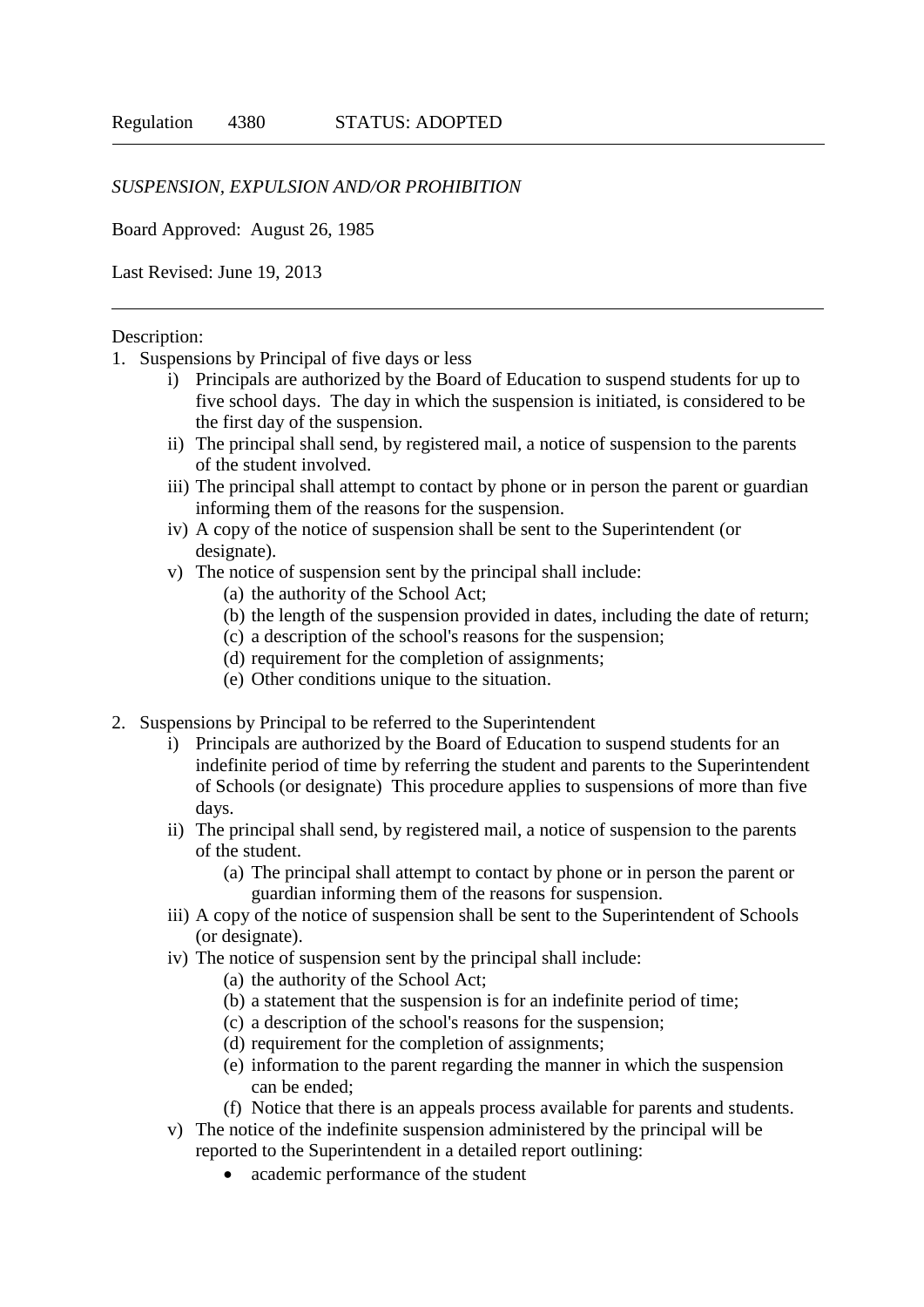Regulation 4380 STATUS: ADOPTED

*SUSPENSION, EXPULSION AND/OR PROHIBITION*

Board Approved: August 26, 1985

Last Revised: June 19, 2013

---

Description:

1. Suspensions by Principal of five days or less
    i) Principals are authorized by the Board of Education to suspend students for up to five school days. The day in which the suspension is initiated, is considered to be the first day of the suspension.
    ii) The principal shall send, by registered mail, a notice of suspension to the parents of the student involved.
    iii) The principal shall attempt to contact by phone or in person the parent or guardian informing them of the reasons for the suspension.
    iv) A copy of the notice of suspension shall be sent to the Superintendent (or designate).
    v) The notice of suspension sent by the principal shall include:
        (a) the authority of the School Act;
        (b) the length of the suspension provided in dates, including the date of return;
        (c) a description of the school's reasons for the suspension;
        (d) requirement for the completion of assignments;
        (e) Other conditions unique to the situation.

2. Suspensions by Principal to be referred to the Superintendent
    i) Principals are authorized by the Board of Education to suspend students for an indefinite period of time by referring the student and parents to the Superintendent of Schools (or designate) This procedure applies to suspensions of more than five days.
    ii) The principal shall send, by registered mail, a notice of suspension to the parents of the student.
        (a) The principal shall attempt to contact by phone or in person the parent or guardian informing them of the reasons for suspension.
    iii) A copy of the notice of suspension shall be sent to the Superintendent of Schools (or designate).
    iv) The notice of suspension sent by the principal shall include:
        (a) the authority of the School Act;
        (b) a statement that the suspension is for an indefinite period of time;
        (c) a description of the school's reasons for the suspension;
        (d) requirement for the completion of assignments;
        (e) information to the parent regarding the manner in which the suspension can be ended;
        (f) Notice that there is an appeals process available for parents and students.
    v) The notice of the indefinite suspension administered by the principal will be reported to the Superintendent in a detailed report outlining:
        - academic performance of the student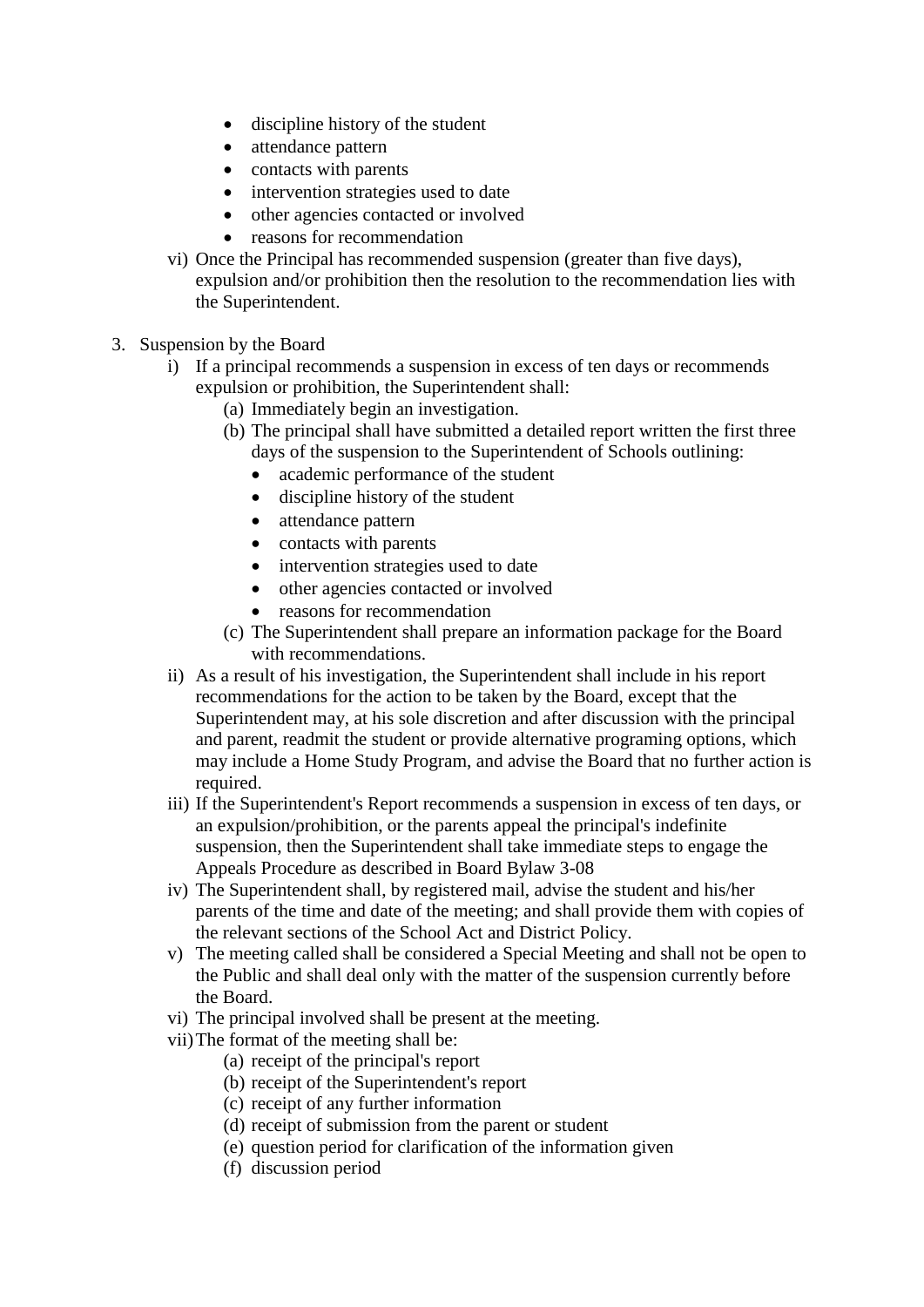- discipline history of the student
- attendance pattern
- contacts with parents
- intervention strategies used to date
- other agencies contacted or involved
- reasons for recommendation

vi) Once the Principal has recommended suspension (greater than five days), expulsion and/or prohibition then the resolution to the recommendation lies with the Superintendent.

3. Suspension by the Board

   i) If a principal recommends a suspension in excess of ten days or recommends expulsion or prohibition, the Superintendent shall:

      (a) Immediately begin an investigation.

      (b) The principal shall have submitted a detailed report written the first three days of the suspension to the Superintendent of Schools outlining:
         - academic performance of the student
         - discipline history of the student
         - attendance pattern
         - contacts with parents
         - intervention strategies used to date
         - other agencies contacted or involved
         - reasons for recommendation

      (c) The Superintendent shall prepare an information package for the Board with recommendations.

   ii) As a result of his investigation, the Superintendent shall include in his report recommendations for the action to be taken by the Board, except that the Superintendent may, at his sole discretion and after discussion with the principal and parent, readmit the student or provide alternative programing options, which may include a Home Study Program, and advise the Board that no further action is required.

   iii) If the Superintendent's Report recommends a suspension in excess of ten days, or an expulsion/prohibition, or the parents appeal the principal's indefinite suspension, then the Superintendent shall take immediate steps to engage the Appeals Procedure as described in Board Bylaw 3-08

   iv) The Superintendent shall, by registered mail, advise the student and his/her parents of the time and date of the meeting; and shall provide them with copies of the relevant sections of the School Act and District Policy.

   v) The meeting called shall be considered a Special Meeting and shall not be open to the Public and shall deal only with the matter of the suspension currently before the Board.

   vi) The principal involved shall be present at the meeting.

   vii) The format of the meeting shall be:

      (a) receipt of the principal's report
      (b) receipt of the Superintendent's report
      (c) receipt of any further information
      (d) receipt of submission from the parent or student
      (e) question period for clarification of the information given
      (f) discussion period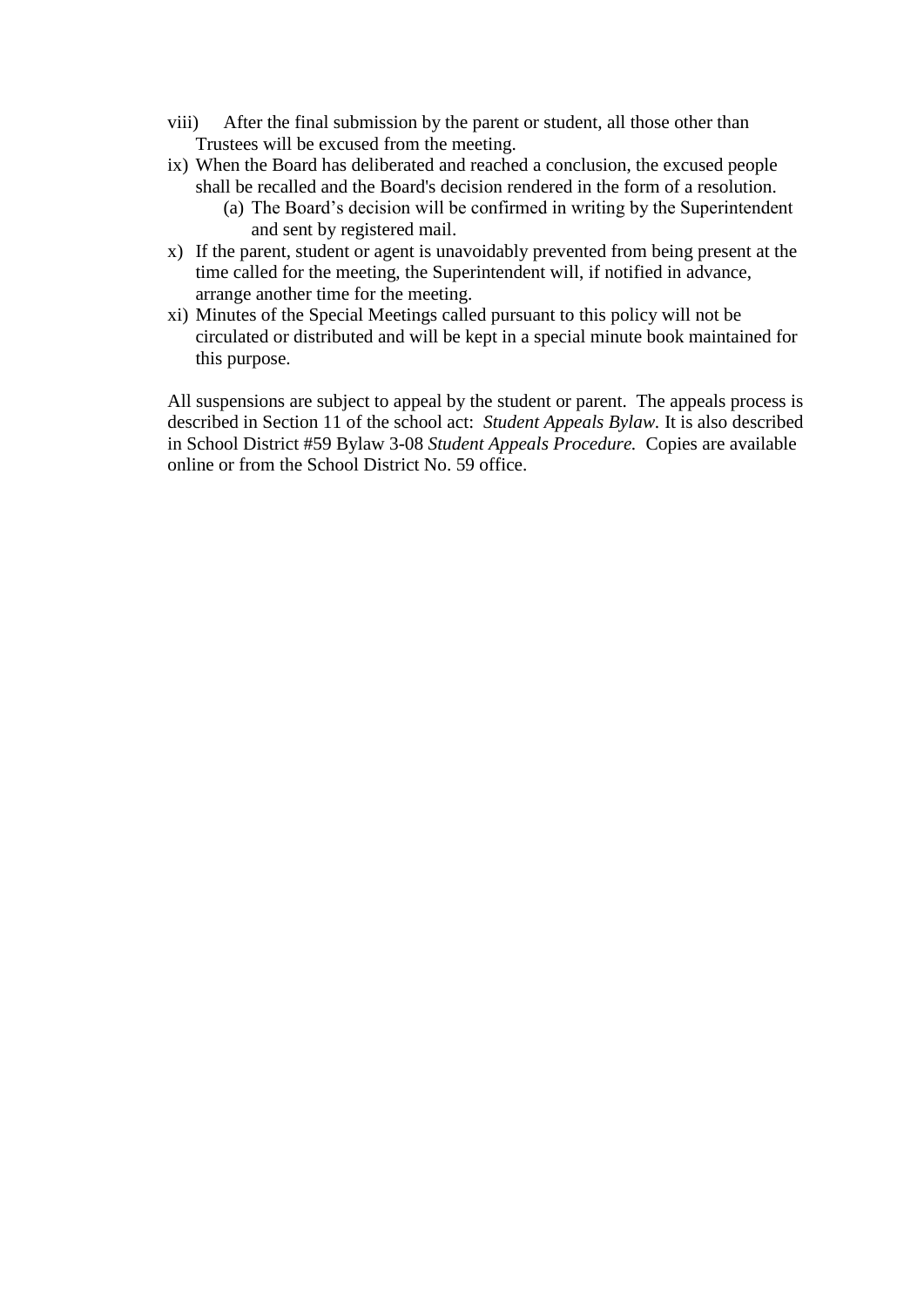viii) After the final submission by the parent or student, all those other than Trustees will be excused from the meeting.

ix) When the Board has deliberated and reached a conclusion, the excused people shall be recalled and the Board's decision rendered in the form of a resolution.

   (a) The Board's decision will be confirmed in writing by the Superintendent and sent by registered mail.

x) If the parent, student or agent is unavoidably prevented from being present at the time called for the meeting, the Superintendent will, if notified in advance, arrange another time for the meeting.

xi) Minutes of the Special Meetings called pursuant to this policy will not be circulated or distributed and will be kept in a special minute book maintained for this purpose.

All suspensions are subject to appeal by the student or parent. The appeals process is described in Section 11 of the school act: *Student Appeals Bylaw.* It is also described in School District #59 Bylaw 3-08 *Student Appeals Procedure.* Copies are available online or from the School District No. 59 office.